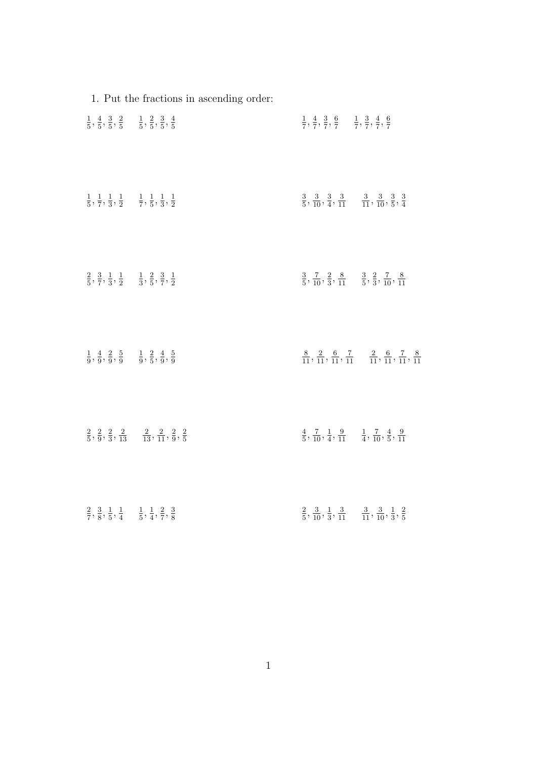1. Put the fractions in ascending order:

$\frac{1}{5}, \frac{4}{5}, \frac{3}{5}, \frac{2}{5}$ $\quad \frac{1}{5}, \frac{2}{5}, \frac{3}{5}, \frac{4}{5}$

$\frac{1}{7}, \frac{4}{7}, \frac{3}{7}, \frac{6}{7}$ $\quad \frac{1}{7}, \frac{3}{7}, \frac{4}{7}, \frac{6}{7}$

$\frac{1}{5}, \frac{1}{7}, \frac{1}{3}, \frac{1}{2}$ $\quad \frac{1}{7}, \frac{1}{5}, \frac{1}{3}, \frac{1}{2}$

$\frac{3}{5}, \frac{3}{10}, \frac{3}{4}, \frac{3}{11}$ $\quad \frac{3}{11}, \frac{3}{10}, \frac{3}{5}, \frac{3}{4}$

$\frac{2}{5}, \frac{3}{7}, \frac{1}{3}, \frac{1}{2}$ $\quad \frac{1}{3}, \frac{2}{5}, \frac{3}{7}, \frac{1}{2}$

$\frac{3}{5}, \frac{7}{10}, \frac{2}{3}, \frac{8}{11}$ $\quad \frac{3}{5}, \frac{2}{3}, \frac{7}{10}, \frac{8}{11}$

$\frac{1}{9}, \frac{4}{9}, \frac{2}{9}, \frac{5}{9}$ $\quad \frac{1}{9}, \frac{2}{5}, \frac{4}{9}, \frac{5}{9}$

$\frac{8}{11}, \frac{2}{11}, \frac{6}{11}, \frac{7}{11}$ $\quad \frac{2}{11}, \frac{6}{11}, \frac{7}{11}, \frac{8}{11}$

$\frac{2}{5}, \frac{2}{9}, \frac{2}{3}, \frac{2}{13}$ $\quad \frac{2}{13}, \frac{2}{11}, \frac{2}{9}, \frac{2}{5}$

$\frac{4}{5}, \frac{7}{10}, \frac{1}{4}, \frac{9}{11}$ $\quad \frac{1}{4}, \frac{7}{10}, \frac{4}{5}, \frac{9}{11}$

$\frac{2}{7}, \frac{3}{8}, \frac{1}{5}, \frac{1}{4}$ $\quad \frac{1}{5}, \frac{1}{4}, \frac{2}{7}, \frac{3}{8}$

$\frac{2}{5}, \frac{3}{10}, \frac{1}{3}, \frac{3}{11}$ $\quad \frac{3}{11}, \frac{3}{10}, \frac{1}{3}, \frac{2}{5}$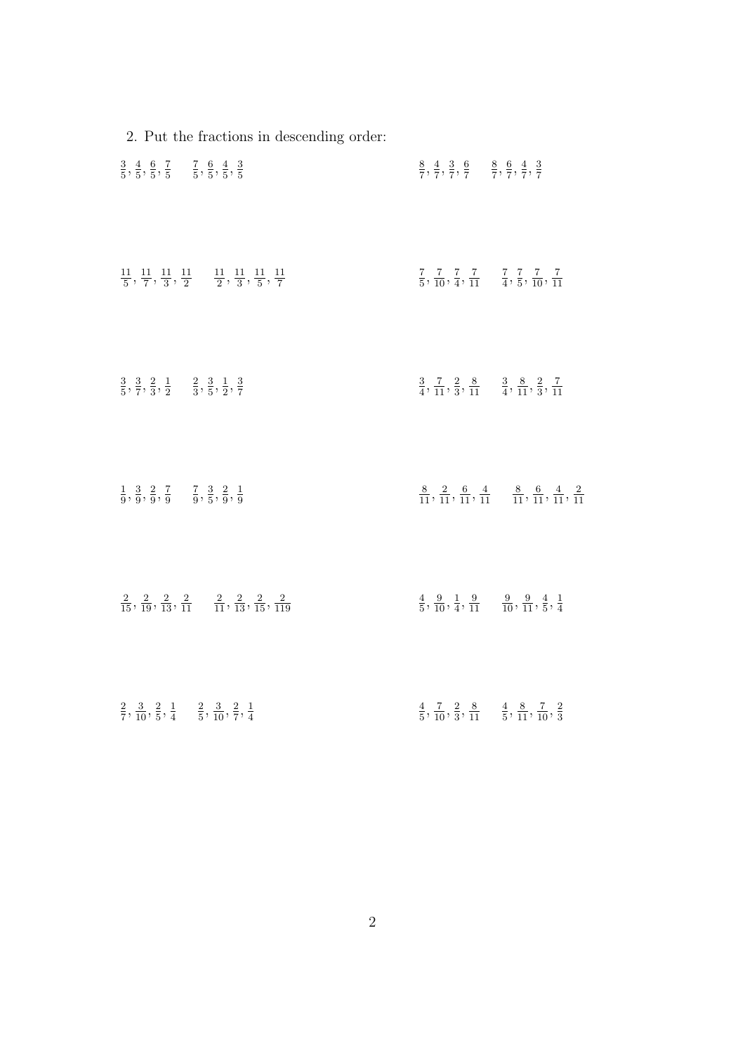2. Put the fractions in descending order:

$\frac{3}{5}, \frac{4}{5}, \frac{6}{5}, \frac{7}{5}$ $\quad \frac{7}{5}, \frac{6}{5}, \frac{4}{5}, \frac{3}{5}$

$\frac{8}{7}, \frac{4}{7}, \frac{3}{7}, \frac{6}{7}$ $\quad \frac{8}{7}, \frac{6}{7}, \frac{4}{7}, \frac{3}{7}$

$\frac{11}{5}, \frac{11}{7}, \frac{11}{3}, \frac{11}{2}$ $\quad \frac{11}{2}, \frac{11}{3}, \frac{11}{5}, \frac{11}{7}$

$\frac{7}{5}, \frac{7}{10}, \frac{7}{4}, \frac{7}{11}$ $\quad \frac{7}{4}, \frac{7}{5}, \frac{7}{10}, \frac{7}{11}$

$\frac{3}{5}, \frac{3}{7}, \frac{2}{3}, \frac{1}{2}$ $\quad \frac{2}{3}, \frac{3}{5}, \frac{1}{2}, \frac{3}{7}$

$\frac{3}{4}, \frac{7}{11}, \frac{2}{3}, \frac{8}{11}$ $\quad \frac{3}{4}, \frac{8}{11}, \frac{2}{3}, \frac{7}{11}$

$\frac{1}{9}, \frac{3}{9}, \frac{2}{9}, \frac{7}{9}$ $\quad \frac{7}{9}, \frac{3}{5}, \frac{2}{9}, \frac{1}{9}$

$\frac{8}{11}, \frac{2}{11}, \frac{6}{11}, \frac{4}{11}$ $\quad \frac{8}{11}, \frac{6}{11}, \frac{4}{11}, \frac{2}{11}$

$\frac{2}{15}, \frac{2}{19}, \frac{2}{13}, \frac{2}{11}$ $\quad \frac{2}{11}, \frac{2}{13}, \frac{2}{15}, \frac{2}{119}$

$\frac{4}{5}, \frac{9}{10}, \frac{1}{4}, \frac{9}{11}$ $\quad \frac{9}{10}, \frac{9}{11}, \frac{4}{5}, \frac{1}{4}$

$\frac{2}{7}, \frac{3}{10}, \frac{2}{5}, \frac{1}{4}$ $\quad \frac{2}{5}, \frac{3}{10}, \frac{2}{7}, \frac{1}{4}$

$\frac{4}{5}, \frac{7}{10}, \frac{2}{3}, \frac{8}{11}$ $\quad \frac{4}{5}, \frac{8}{11}, \frac{7}{10}, \frac{2}{3}$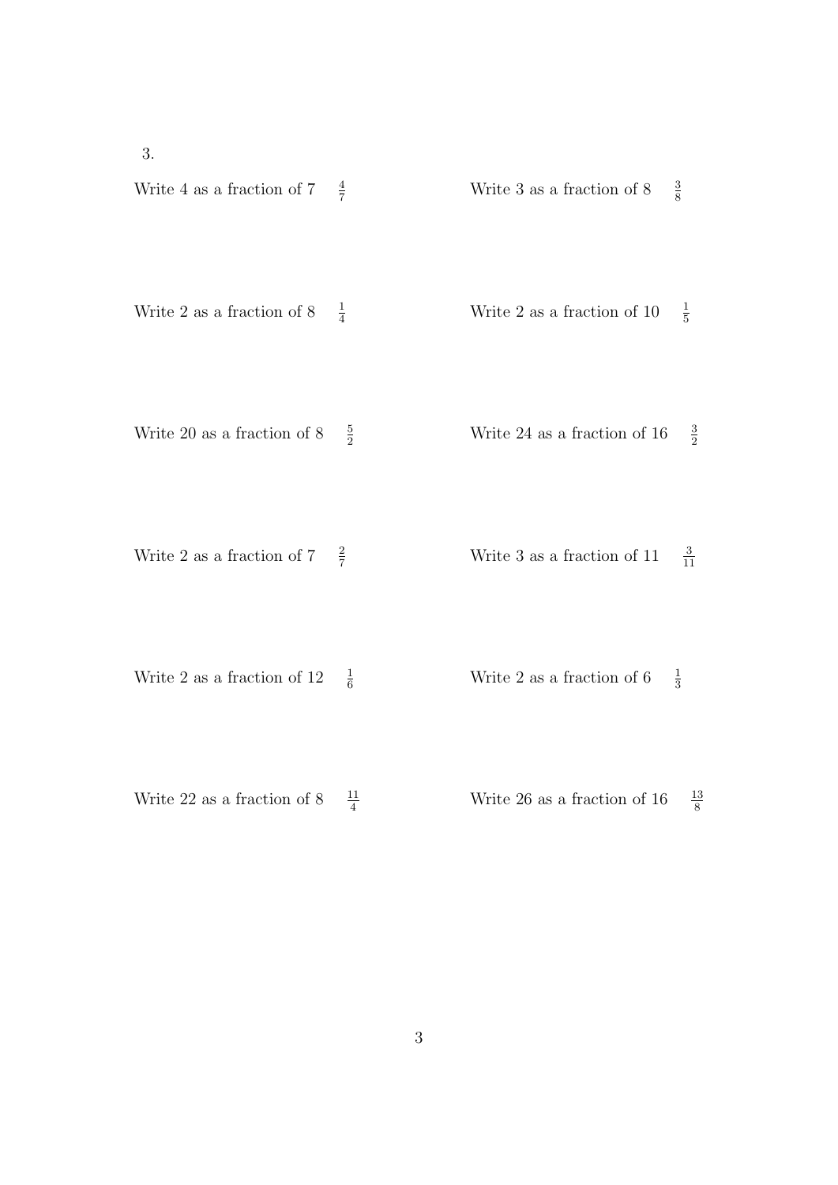3.

Write 4 as a fraction of 7 $\frac{4}{7}$

Write 3 as a fraction of 8 $\frac{3}{8}$

Write 2 as a fraction of 8 $\frac{1}{4}$

Write 2 as a fraction of 10 $\frac{1}{5}$

Write 20 as a fraction of 8 $\frac{5}{2}$

Write 24 as a fraction of 16 $\frac{3}{2}$

Write 2 as a fraction of 7 $\frac{2}{7}$

Write 3 as a fraction of 11 $\frac{3}{11}$

Write 2 as a fraction of 12 $\frac{1}{6}$

Write 2 as a fraction of 6 $\frac{1}{3}$

Write 22 as a fraction of 8 $\frac{11}{4}$

Write 26 as a fraction of 16 $\frac{13}{8}$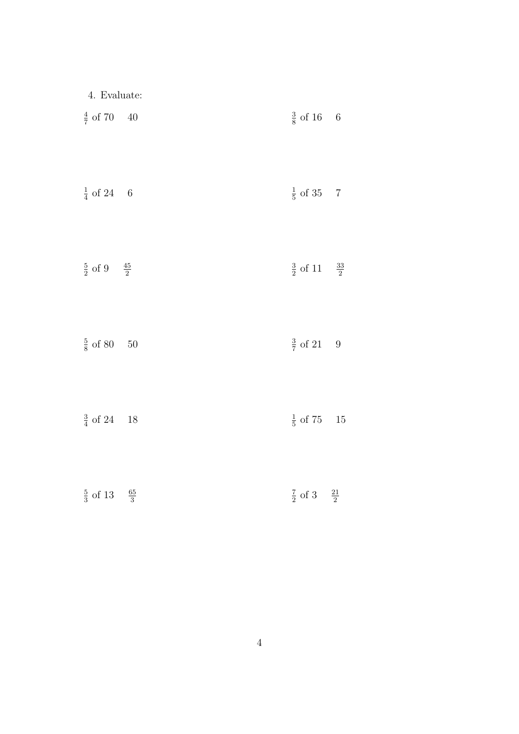4. Evaluate:

$\frac{4}{7}$ of 70 $\quad 40$

$\frac{3}{8}$ of 16 $\quad 6$

$\frac{1}{4}$ of 24 $\quad 6$

$\frac{1}{5}$ of 35 $\quad 7$

$\frac{5}{2}$ of 9 $\quad \frac{45}{2}$

$\frac{3}{2}$ of 11 $\quad \frac{33}{2}$

$\frac{5}{8}$ of 80 $\quad 50$

$\frac{3}{7}$ of 21 $\quad 9$

$\frac{3}{4}$ of 24 $\quad 18$

$\frac{1}{5}$ of 75 $\quad 15$

$\frac{5}{3}$ of 13 $\quad \frac{65}{3}$

$\frac{7}{2}$ of 3 $\quad \frac{21}{2}$